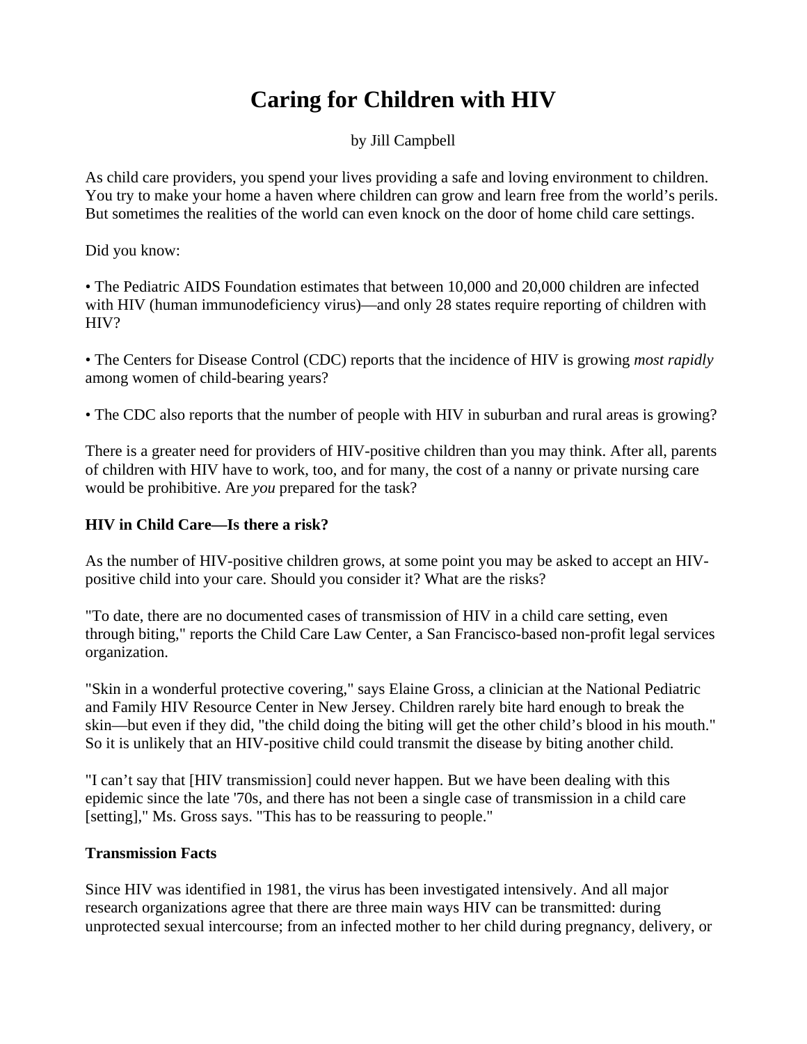# Caring for Children with HIV

by Jill Campbell

As child care providers, you spend your lives providing a safe and loving environment to children. You try to make your home a haven where children can grow and learn free from the world's perils. But sometimes the realities of the world can even knock on the door of home child care settings.

Did you know:

• The Pediatric AIDS Foundation estimates that between 10,000 and 20,000 children are infected with HIV (human immunodeficiency virus)—and only 28 states require reporting of children with HIV?

• The Centers for Disease Control (CDC) reports that the incidence of HIV is growing *most rapidly* among women of child-bearing years?

• The CDC also reports that the number of people with HIV in suburban and rural areas is growing?

There is a greater need for providers of HIV-positive children than you may think. After all, parents of children with HIV have to work, too, and for many, the cost of a nanny or private nursing care would be prohibitive. Are *you* prepared for the task?

**HIV in Child Care—Is there a risk?**

As the number of HIV-positive children grows, at some point you may be asked to accept an HIV-positive child into your care. Should you consider it? What are the risks?

"To date, there are no documented cases of transmission of HIV in a child care setting, even through biting," reports the Child Care Law Center, a San Francisco-based non-profit legal services organization.

"Skin in a wonderful protective covering," says Elaine Gross, a clinician at the National Pediatric and Family HIV Resource Center in New Jersey. Children rarely bite hard enough to break the skin—but even if they did, "the child doing the biting will get the other child's blood in his mouth." So it is unlikely that an HIV-positive child could transmit the disease by biting another child.

"I can't say that [HIV transmission] could never happen. But we have been dealing with this epidemic since the late '70s, and there has not been a single case of transmission in a child care [setting]," Ms. Gross says. "This has to be reassuring to people."

**Transmission Facts**

Since HIV was identified in 1981, the virus has been investigated intensively. And all major research organizations agree that there are three main ways HIV can be transmitted: during unprotected sexual intercourse; from an infected mother to her child during pregnancy, delivery, or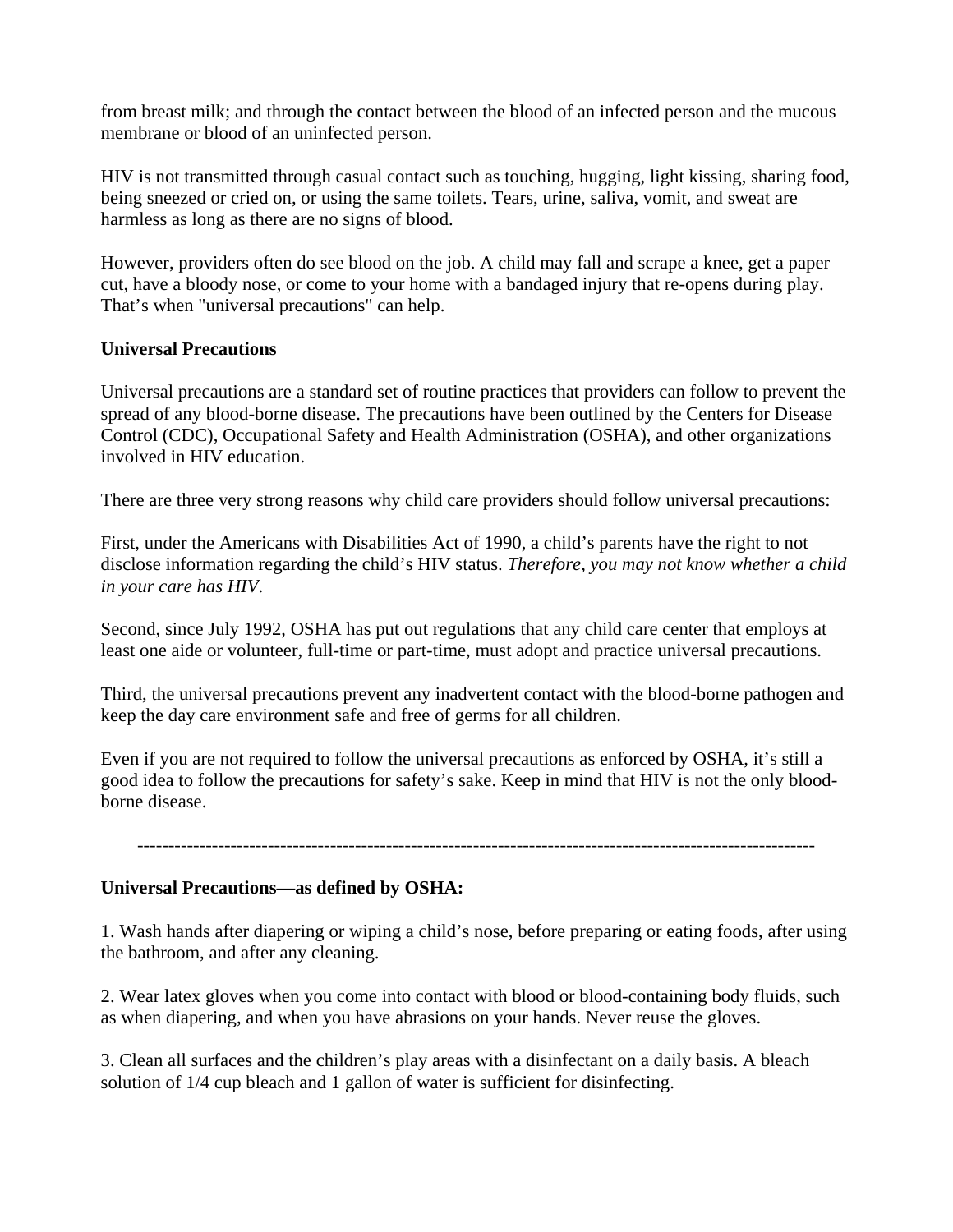from breast milk; and through the contact between the blood of an infected person and the mucous membrane or blood of an uninfected person.

HIV is not transmitted through casual contact such as touching, hugging, light kissing, sharing food, being sneezed or cried on, or using the same toilets. Tears, urine, saliva, vomit, and sweat are harmless as long as there are no signs of blood.

However, providers often do see blood on the job. A child may fall and scrape a knee, get a paper cut, have a bloody nose, or come to your home with a bandaged injury that re-opens during play. That's when "universal precautions" can help.

**Universal Precautions**

Universal precautions are a standard set of routine practices that providers can follow to prevent the spread of any blood-borne disease. The precautions have been outlined by the Centers for Disease Control (CDC), Occupational Safety and Health Administration (OSHA), and other organizations involved in HIV education.

There are three very strong reasons why child care providers should follow universal precautions:

First, under the Americans with Disabilities Act of 1990, a child's parents have the right to not disclose information regarding the child's HIV status. *Therefore, you may not know whether a child in your care has HIV.*

Second, since July 1992, OSHA has put out regulations that any child care center that employs at least one aide or volunteer, full-time or part-time, must adopt and practice universal precautions.

Third, the universal precautions prevent any inadvertent contact with the blood-borne pathogen and keep the day care environment safe and free of germs for all children.

Even if you are not required to follow the universal precautions as enforced by OSHA, it's still a good idea to follow the precautions for safety's sake. Keep in mind that HIV is not the only blood-borne disease.

---

**Universal Precautions—as defined by OSHA:**

1. Wash hands after diapering or wiping a child's nose, before preparing or eating foods, after using the bathroom, and after any cleaning.

2. Wear latex gloves when you come into contact with blood or blood-containing body fluids, such as when diapering, and when you have abrasions on your hands. Never reuse the gloves.

3. Clean all surfaces and the children's play areas with a disinfectant on a daily basis. A bleach solution of 1/4 cup bleach and 1 gallon of water is sufficient for disinfecting.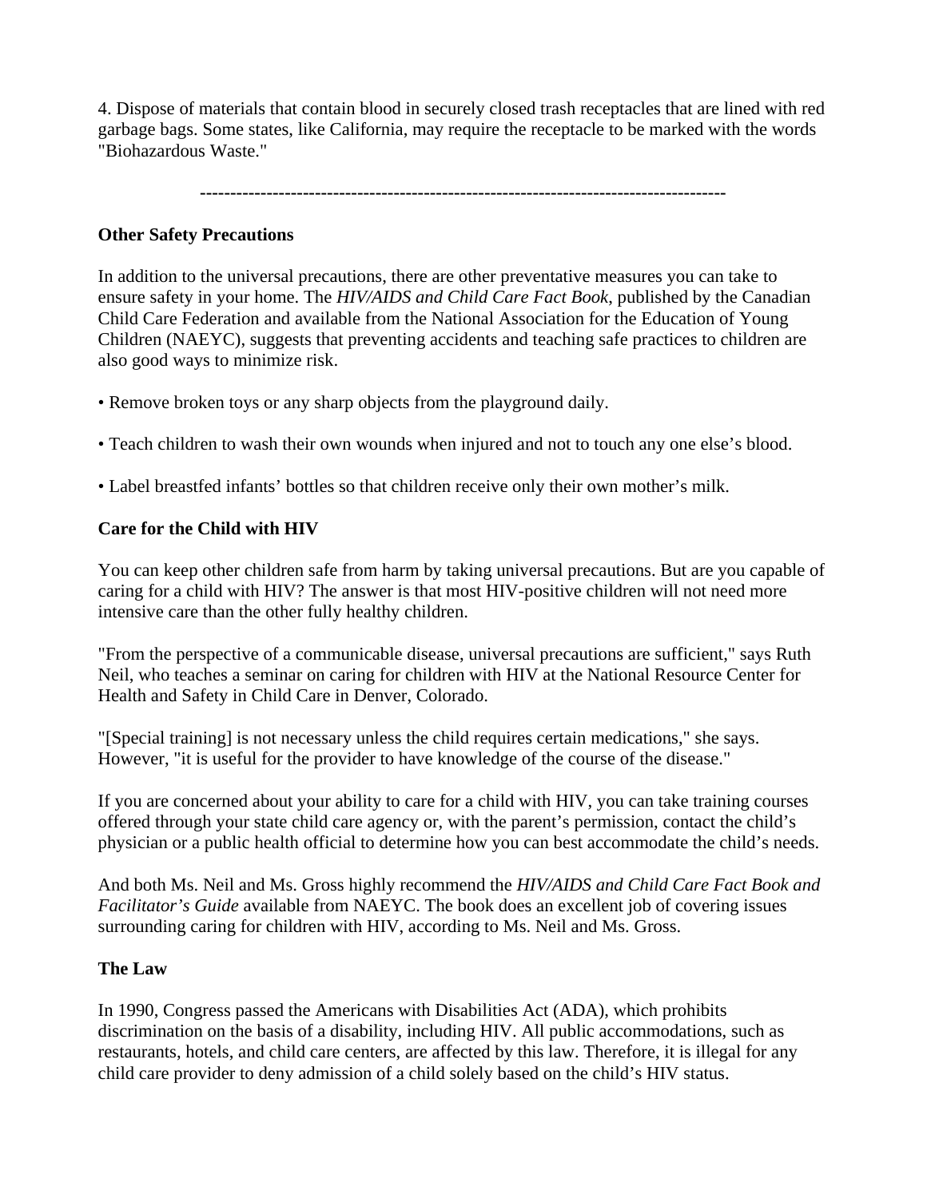4. Dispose of materials that contain blood in securely closed trash receptacles that are lined with red garbage bags. Some states, like California, may require the receptacle to be marked with the words "Biohazardous Waste."

---

### Other Safety Precautions

In addition to the universal precautions, there are other preventative measures you can take to ensure safety in your home. The *HIV/AIDS and Child Care Fact Book*, published by the Canadian Child Care Federation and available from the National Association for the Education of Young Children (NAEYC), suggests that preventing accidents and teaching safe practices to children are also good ways to minimize risk.

- Remove broken toys or any sharp objects from the playground daily.
- Teach children to wash their own wounds when injured and not to touch any one else's blood.
- Label breastfed infants' bottles so that children receive only their own mother's milk.

### Care for the Child with HIV

You can keep other children safe from harm by taking universal precautions. But are you capable of caring for a child with HIV? The answer is that most HIV-positive children will not need more intensive care than the other fully healthy children.

"From the perspective of a communicable disease, universal precautions are sufficient," says Ruth Neil, who teaches a seminar on caring for children with HIV at the National Resource Center for Health and Safety in Child Care in Denver, Colorado.

"[Special training] is not necessary unless the child requires certain medications," she says. However, "it is useful for the provider to have knowledge of the course of the disease."

If you are concerned about your ability to care for a child with HIV, you can take training courses offered through your state child care agency or, with the parent's permission, contact the child's physician or a public health official to determine how you can best accommodate the child's needs.

And both Ms. Neil and Ms. Gross highly recommend the *HIV/AIDS and Child Care Fact Book and Facilitator's Guide* available from NAEYC. The book does an excellent job of covering issues surrounding caring for children with HIV, according to Ms. Neil and Ms. Gross.

### The Law

In 1990, Congress passed the Americans with Disabilities Act (ADA), which prohibits discrimination on the basis of a disability, including HIV. All public accommodations, such as restaurants, hotels, and child care centers, are affected by this law. Therefore, it is illegal for any child care provider to deny admission of a child solely based on the child's HIV status.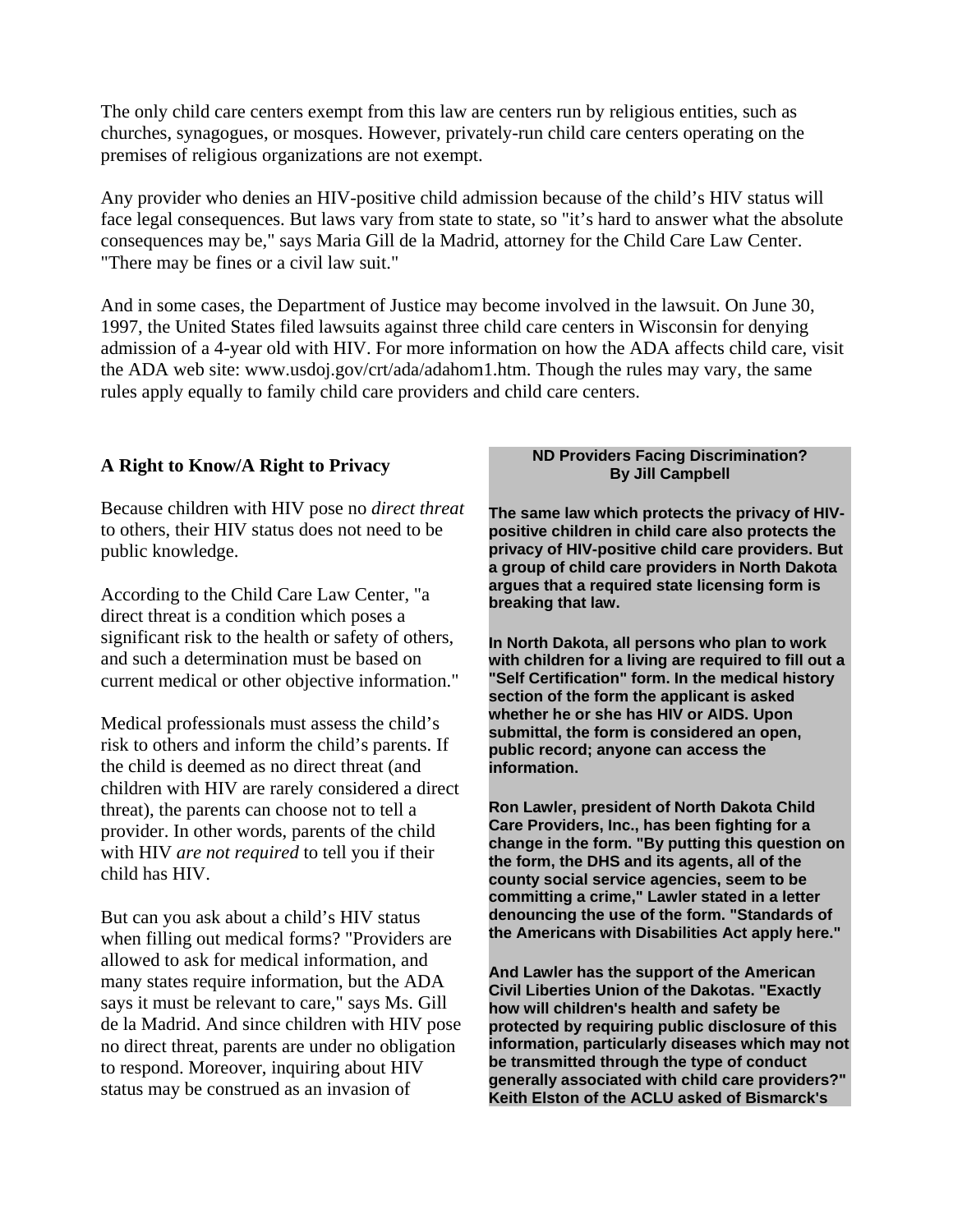The only child care centers exempt from this law are centers run by religious entities, such as churches, synagogues, or mosques. However, privately-run child care centers operating on the premises of religious organizations are not exempt.

Any provider who denies an HIV-positive child admission because of the child's HIV status will face legal consequences. But laws vary from state to state, so "it's hard to answer what the absolute consequences may be," says Maria Gill de la Madrid, attorney for the Child Care Law Center. "There may be fines or a civil law suit."

And in some cases, the Department of Justice may become involved in the lawsuit. On June 30, 1997, the United States filed lawsuits against three child care centers in Wisconsin for denying admission of a 4-year old with HIV. For more information on how the ADA affects child care, visit the ADA web site: www.usdoj.gov/crt/ada/adahom1.htm. Though the rules may vary, the same rules apply equally to family child care providers and child care centers.

## A Right to Know/A Right to Privacy

Because children with HIV pose no *direct threat* to others, their HIV status does not need to be public knowledge.

According to the Child Care Law Center, "a direct threat is a condition which poses a significant risk to the health or safety of others, and such a determination must be based on current medical or other objective information."

Medical professionals must assess the child's risk to others and inform the child's parents. If the child is deemed as no direct threat (and children with HIV are rarely considered a direct threat), the parents can choose not to tell a provider. In other words, parents of the child with HIV *are not required* to tell you if their child has HIV.

But can you ask about a child's HIV status when filling out medical forms? "Providers are allowed to ask for medical information, and many states require information, but the ADA says it must be relevant to care," says Ms. Gill de la Madrid. And since children with HIV pose no direct threat, parents are under no obligation to respond. Moreover, inquiring about HIV status may be construed as an invasion of

**ND Providers Facing Discrimination?**
**By Jill Campbell**

**The same law which protects the privacy of HIV-positive children in child care also protects the privacy of HIV-positive child care providers. But a group of child care providers in North Dakota argues that a required state licensing form is breaking that law.**

**In North Dakota, all persons who plan to work with children for a living are required to fill out a "Self Certification" form. In the medical history section of the form the applicant is asked whether he or she has HIV or AIDS. Upon submittal, the form is considered an open, public record; anyone can access the information.**

**Ron Lawler, president of North Dakota Child Care Providers, Inc., has been fighting for a change in the form. "By putting this question on the form, the DHS and its agents, all of the county social service agencies, seem to be committing a crime," Lawler stated in a letter denouncing the use of the form. "Standards of the Americans with Disabilities Act apply here."**

**And Lawler has the support of the American Civil Liberties Union of the Dakotas. "Exactly how will children's health and safety be protected by requiring public disclosure of this information, particularly diseases which may not be transmitted through the type of conduct generally associated with child care providers?" Keith Elston of the ACLU asked of Bismarck's**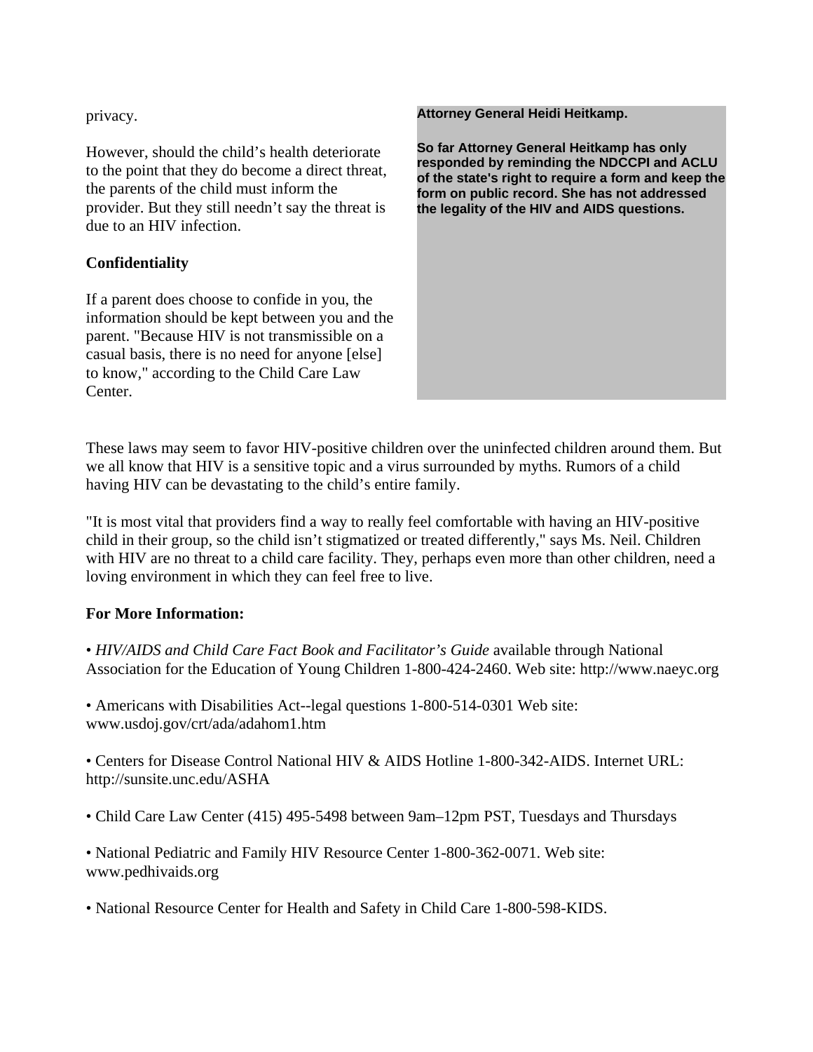privacy.

However, should the child's health deteriorate to the point that they do become a direct threat, the parents of the child must inform the provider. But they still needn't say the threat is due to an HIV infection.

**Confidentiality**

If a parent does choose to confide in you, the information should be kept between you and the parent. "Because HIV is not transmissible on a casual basis, there is no need for anyone [else] to know," according to the Child Care Law Center.

**Attorney General Heidi Heitkamp.**

**So far Attorney General Heitkamp has only responded by reminding the NDCCPI and ACLU of the state's right to require a form and keep the form on public record. She has not addressed the legality of the HIV and AIDS questions.**

These laws may seem to favor HIV-positive children over the uninfected children around them. But we all know that HIV is a sensitive topic and a virus surrounded by myths. Rumors of a child having HIV can be devastating to the child's entire family.

"It is most vital that providers find a way to really feel comfortable with having an HIV-positive child in their group, so the child isn't stigmatized or treated differently," says Ms. Neil. Children with HIV are no threat to a child care facility. They, perhaps even more than other children, need a loving environment in which they can feel free to live.

**For More Information:**

• *HIV/AIDS and Child Care Fact Book and Facilitator's Guide* available through National Association for the Education of Young Children 1-800-424-2460. Web site: http://www.naeyc.org

• Americans with Disabilities Act--legal questions 1-800-514-0301 Web site: www.usdoj.gov/crt/ada/adahom1.htm

• Centers for Disease Control National HIV & AIDS Hotline 1-800-342-AIDS. Internet URL: http://sunsite.unc.edu/ASHA

• Child Care Law Center (415) 495-5498 between 9am–12pm PST, Tuesdays and Thursdays

• National Pediatric and Family HIV Resource Center 1-800-362-0071. Web site: www.pedhivaids.org

• National Resource Center for Health and Safety in Child Care 1-800-598-KIDS.